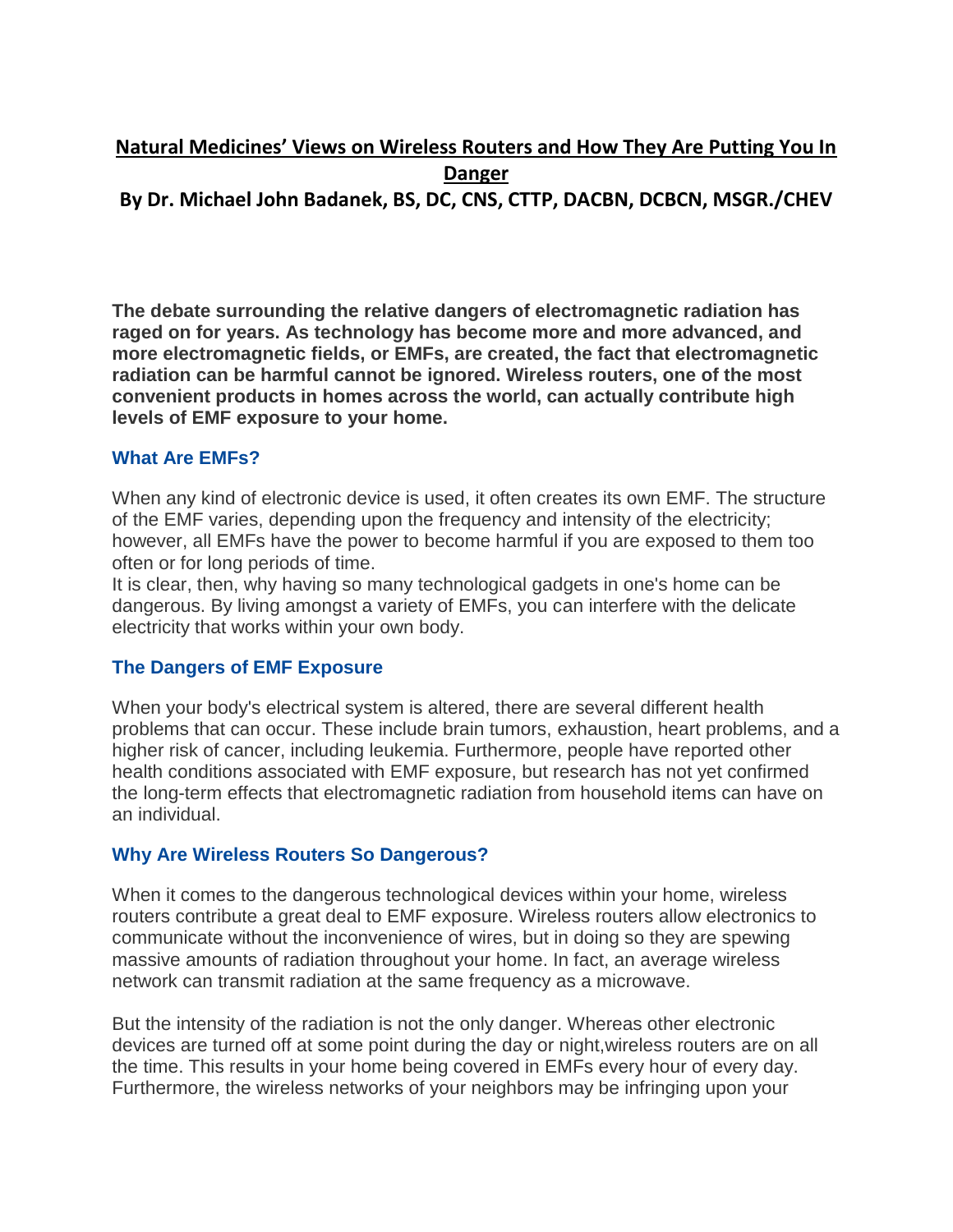# Natural Medicines' Views on Wireless Routers and How They Are Putting You In Danger

**By Dr. Michael John Badanek, BS, DC, CNS, CTTP, DACBN, DCBCN, MSGR./CHEV**

**The debate surrounding the relative dangers of electromagnetic radiation has raged on for years. As technology has become more and more advanced, and more electromagnetic fields, or EMFs, are created, the fact that electromagnetic radiation can be harmful cannot be ignored. Wireless routers, one of the most convenient products in homes across the world, can actually contribute high levels of EMF exposure to your home.**

## What Are EMFs?

When any kind of electronic device is used, it often creates its own EMF. The structure of the EMF varies, depending upon the frequency and intensity of the electricity; however, all EMFs have the power to become harmful if you are exposed to them too often or for long periods of time.

It is clear, then, why having so many technological gadgets in one's home can be dangerous. By living amongst a variety of EMFs, you can interfere with the delicate electricity that works within your own body.

## The Dangers of EMF Exposure

When your body's electrical system is altered, there are several different health problems that can occur. These include brain tumors, exhaustion, heart problems, and a higher risk of cancer, including leukemia. Furthermore, people have reported other health conditions associated with EMF exposure, but research has not yet confirmed the long-term effects that electromagnetic radiation from household items can have on an individual.

## Why Are Wireless Routers So Dangerous?

When it comes to the dangerous technological devices within your home, wireless routers contribute a great deal to EMF exposure. Wireless routers allow electronics to communicate without the inconvenience of wires, but in doing so they are spewing massive amounts of radiation throughout your home. In fact, an average wireless network can transmit radiation at the same frequency as a microwave.

But the intensity of the radiation is not the only danger. Whereas other electronic devices are turned off at some point during the day or night,wireless routers are on all the time. This results in your home being covered in EMFs every hour of every day. Furthermore, the wireless networks of your neighbors may be infringing upon your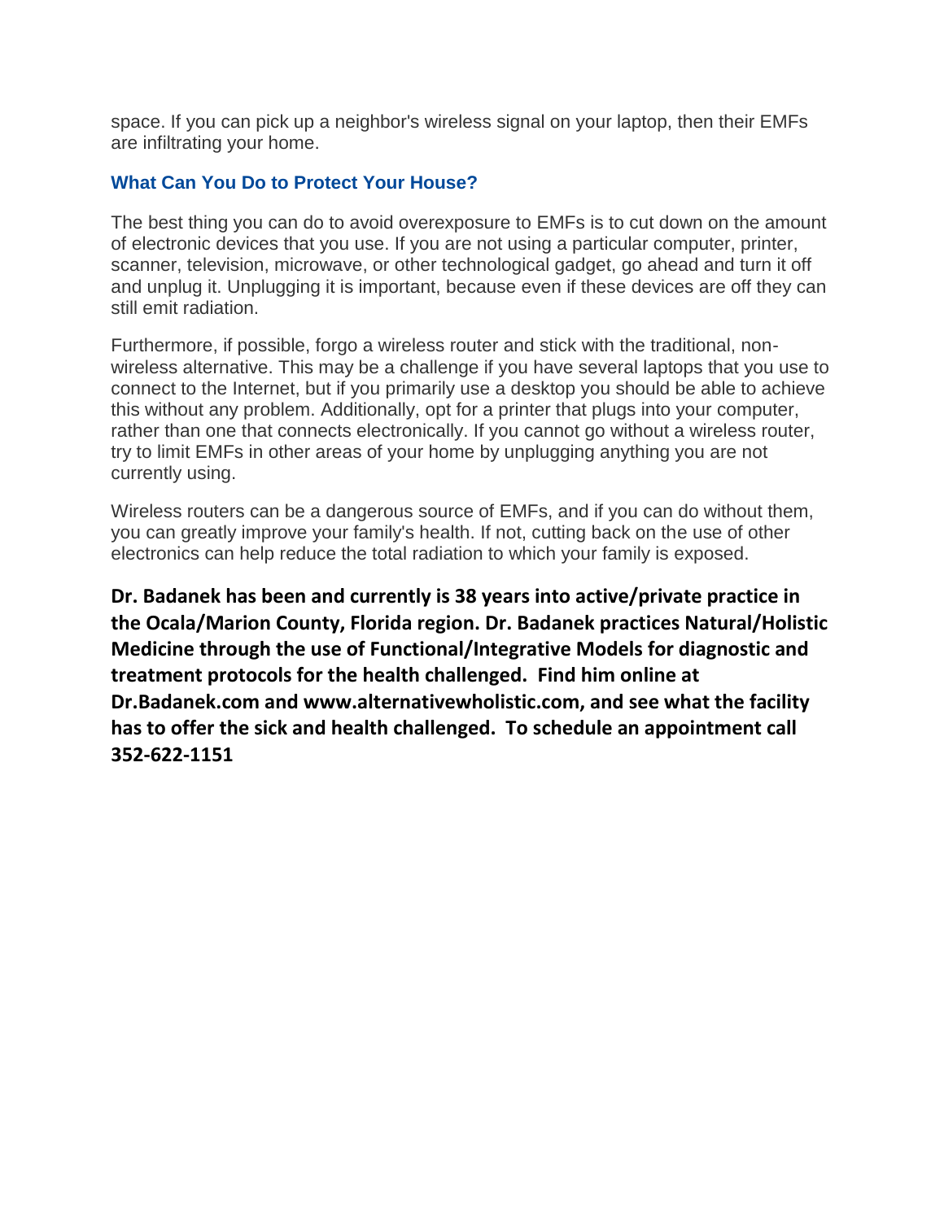space. If you can pick up a neighbor's wireless signal on your laptop, then their EMFs are infiltrating your home.

### What Can You Do to Protect Your House?

The best thing you can do to avoid overexposure to EMFs is to cut down on the amount of electronic devices that you use. If you are not using a particular computer, printer, scanner, television, microwave, or other technological gadget, go ahead and turn it off and unplug it. Unplugging it is important, because even if these devices are off they can still emit radiation.

Furthermore, if possible, forgo a wireless router and stick with the traditional, non-wireless alternative. This may be a challenge if you have several laptops that you use to connect to the Internet, but if you primarily use a desktop you should be able to achieve this without any problem. Additionally, opt for a printer that plugs into your computer, rather than one that connects electronically. If you cannot go without a wireless router, try to limit EMFs in other areas of your home by unplugging anything you are not currently using.

Wireless routers can be a dangerous source of EMFs, and if you can do without them, you can greatly improve your family's health. If not, cutting back on the use of other electronics can help reduce the total radiation to which your family is exposed.

**Dr. Badanek has been and currently is 38 years into active/private practice in the Ocala/Marion County, Florida region. Dr. Badanek practices Natural/Holistic Medicine through the use of Functional/Integrative Models for diagnostic and treatment protocols for the health challenged. Find him online at Dr.Badanek.com and www.alternativewholistic.com, and see what the facility has to offer the sick and health challenged. To schedule an appointment call 352-622-1151**